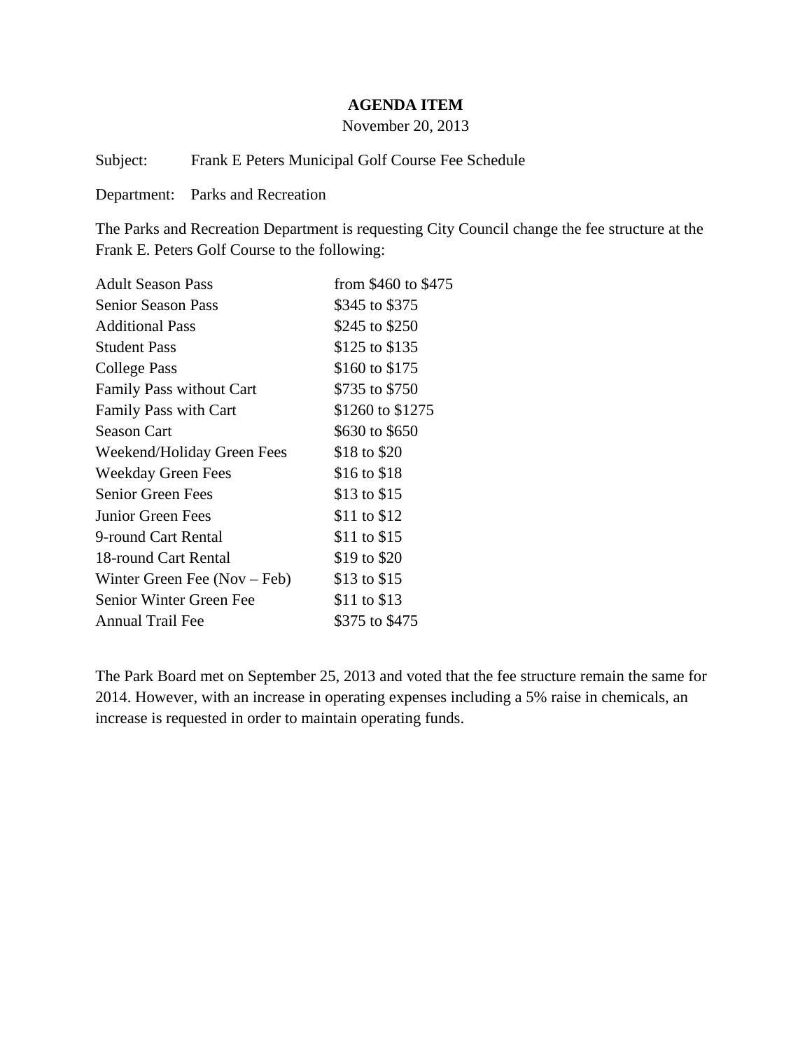**AGENDA ITEM**

November 20, 2013

Subject: Frank E Peters Municipal Golf Course Fee Schedule

Department: Parks and Recreation

The Parks and Recreation Department is requesting City Council change the fee structure at the Frank E. Peters Golf Course to the following:

| | |
|---|---|
| Adult Season Pass | from $460 to $475 |
| Senior Season Pass | $345 to $375 |
| Additional Pass | $245 to $250 |
| Student Pass | $125 to $135 |
| College Pass | $160 to $175 |
| Family Pass without Cart | $735 to $750 |
| Family Pass with Cart | $1260 to $1275 |
| Season Cart | $630 to $650 |
| Weekend/Holiday Green Fees | $18 to $20 |
| Weekday Green Fees | $16 to $18 |
| Senior Green Fees | $13 to $15 |
| Junior Green Fees | $11 to $12 |
| 9-round Cart Rental | $11 to $15 |
| 18-round Cart Rental | $19 to $20 |
| Winter Green Fee (Nov – Feb) | $13 to $15 |
| Senior Winter Green Fee | $11 to $13 |
| Annual Trail Fee | $375 to $475 |

The Park Board met on September 25, 2013 and voted that the fee structure remain the same for 2014. However, with an increase in operating expenses including a 5% raise in chemicals, an increase is requested in order to maintain operating funds.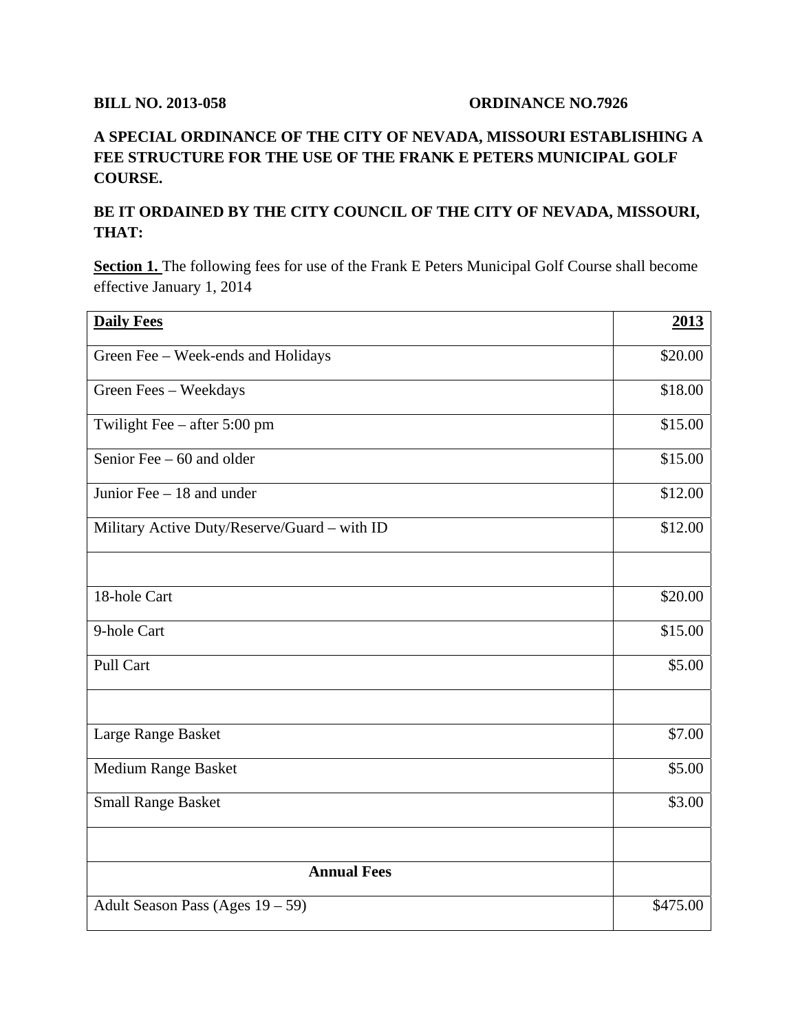**BILL NO. 2013-058** **ORDINANCE NO.7926**

**A SPECIAL ORDINANCE OF THE CITY OF NEVADA, MISSOURI ESTABLISHING A FEE STRUCTURE FOR THE USE OF THE FRANK E PETERS MUNICIPAL GOLF COURSE.**

**BE IT ORDAINED BY THE CITY COUNCIL OF THE CITY OF NEVADA, MISSOURI, THAT:**

**Section 1.** The following fees for use of the Frank E Peters Municipal Golf Course shall become effective January 1, 2014

| **Daily Fees** | **2013** |
|---|---|
| Green Fee – Week-ends and Holidays | $20.00 |
| Green Fees – Weekdays | $18.00 |
| Twilight Fee – after 5:00 pm | $15.00 |
| Senior Fee – 60 and older | $15.00 |
| Junior Fee – 18 and under | $12.00 |
| Military Active Duty/Reserve/Guard – with ID | $12.00 |
| | |
| 18-hole Cart | $20.00 |
| 9-hole Cart | $15.00 |
| Pull Cart | $5.00 |
| | |
| Large Range Basket | $7.00 |
| Medium Range Basket | $5.00 |
| Small Range Basket | $3.00 |
| | |
| **Annual Fees** | |
| Adult Season Pass (Ages 19 – 59) | $475.00 |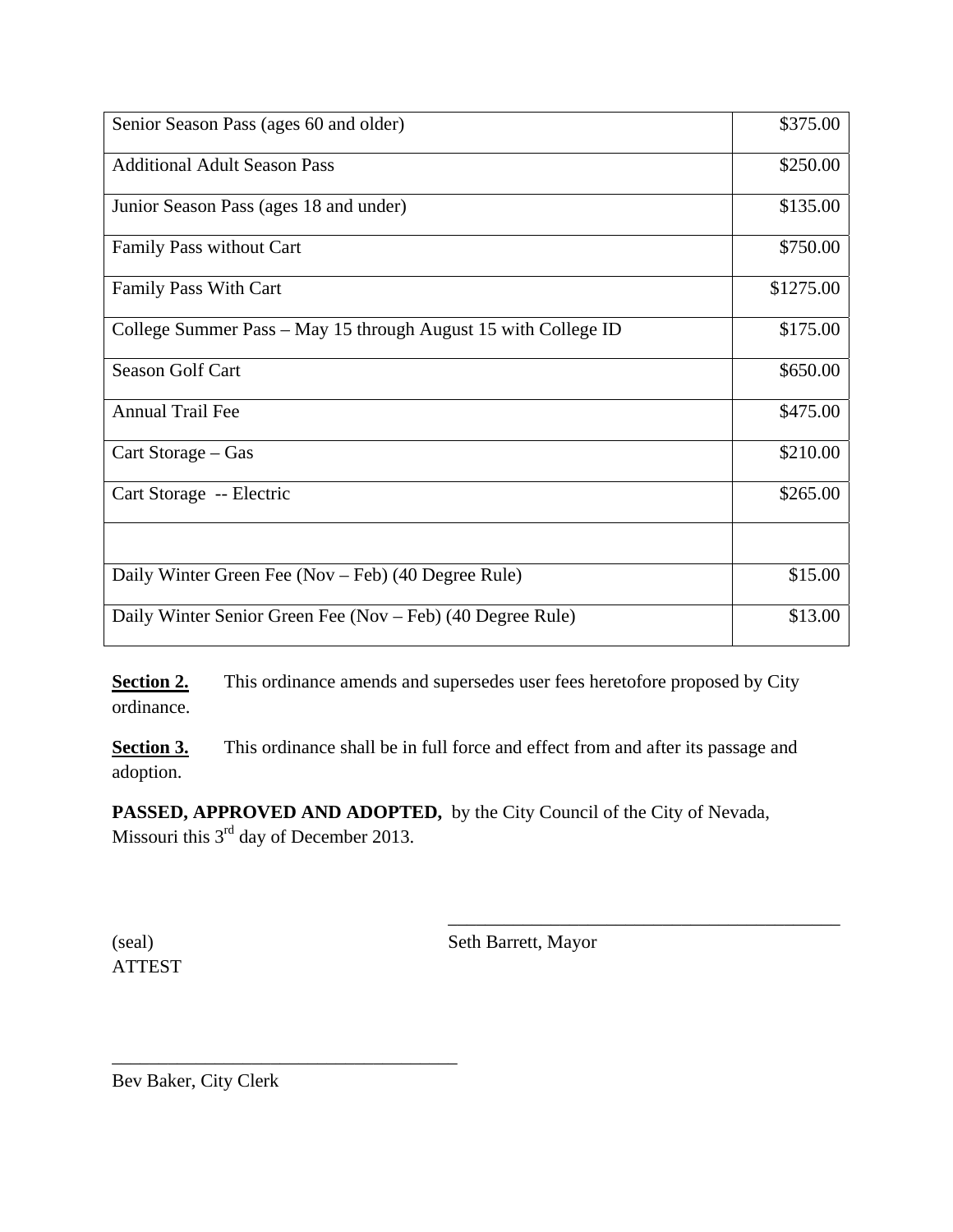| | |
|---|---|
| Senior Season Pass (ages 60 and older) | $375.00 |
| Additional Adult Season Pass | $250.00 |
| Junior Season Pass (ages 18 and under) | $135.00 |
| Family Pass without Cart | $750.00 |
| Family Pass With Cart | $1275.00 |
| College Summer Pass – May 15 through August 15 with College ID | $175.00 |
| Season Golf Cart | $650.00 |
| Annual Trail Fee | $475.00 |
| Cart Storage – Gas | $210.00 |
| Cart Storage -- Electric | $265.00 |
| | |
| Daily Winter Green Fee (Nov – Feb) (40 Degree Rule) | $15.00 |
| Daily Winter Senior Green Fee (Nov – Feb) (40 Degree Rule) | $13.00 |

**Section 2.** This ordinance amends and supersedes user fees heretofore proposed by City ordinance.

**Section 3.** This ordinance shall be in full force and effect from and after its passage and adoption.

**PASSED, APPROVED AND ADOPTED,** by the City Council of the City of Nevada, Missouri this 3rd day of December 2013.

\_\_\_\_\_\_\_\_\_\_\_\_\_\_\_\_\_\_\_\_\_\_\_\_\_\_\_\_\_\_\_\_\_\_\_\_\_\_\_\_\_\_\_\_

(seal) Seth Barrett, Mayor

ATTEST

\_\_\_\_\_\_\_\_\_\_\_\_\_\_\_\_\_\_\_\_\_\_\_\_\_\_\_\_\_\_\_\_\_\_\_\_\_\_

Bev Baker, City Clerk